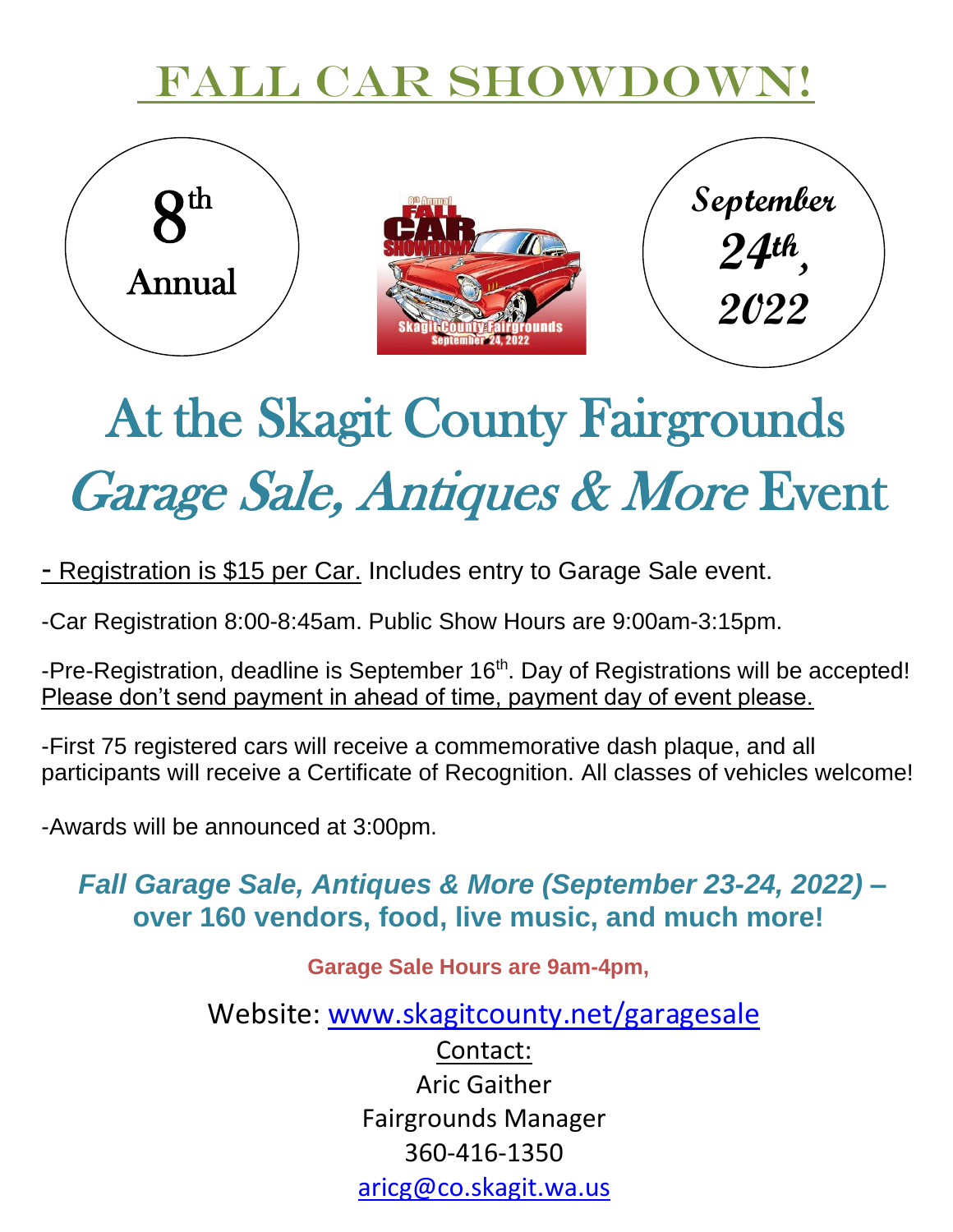# FALL CAR SHOWDOWN!

8th Annual

September 24th, 2022

# At the Skagit County Fairgrounds

## *Garage Sale, Antiques & More* Event

- Registration is $15 per Car. Includes entry to Garage Sale event.

-Car Registration 8:00-8:45am. Public Show Hours are 9:00am-3:15pm.

-Pre-Registration, deadline is September 16th. Day of Registrations will be accepted! Please don't send payment in ahead of time, payment day of event please.

-First 75 registered cars will receive a commemorative dash plaque, and all participants will receive a Certificate of Recognition. All classes of vehicles welcome!

-Awards will be announced at 3:00pm.

***Fall Garage Sale, Antiques & More (September 23-24, 2022)* – over 160 vendors, food, live music, and much more!**

**Garage Sale Hours are 9am-4pm,**

Website: www.skagitcounty.net/garagesale

Contact:
Aric Gaither
Fairgrounds Manager
360-416-1350
aricg@co.skagit.wa.us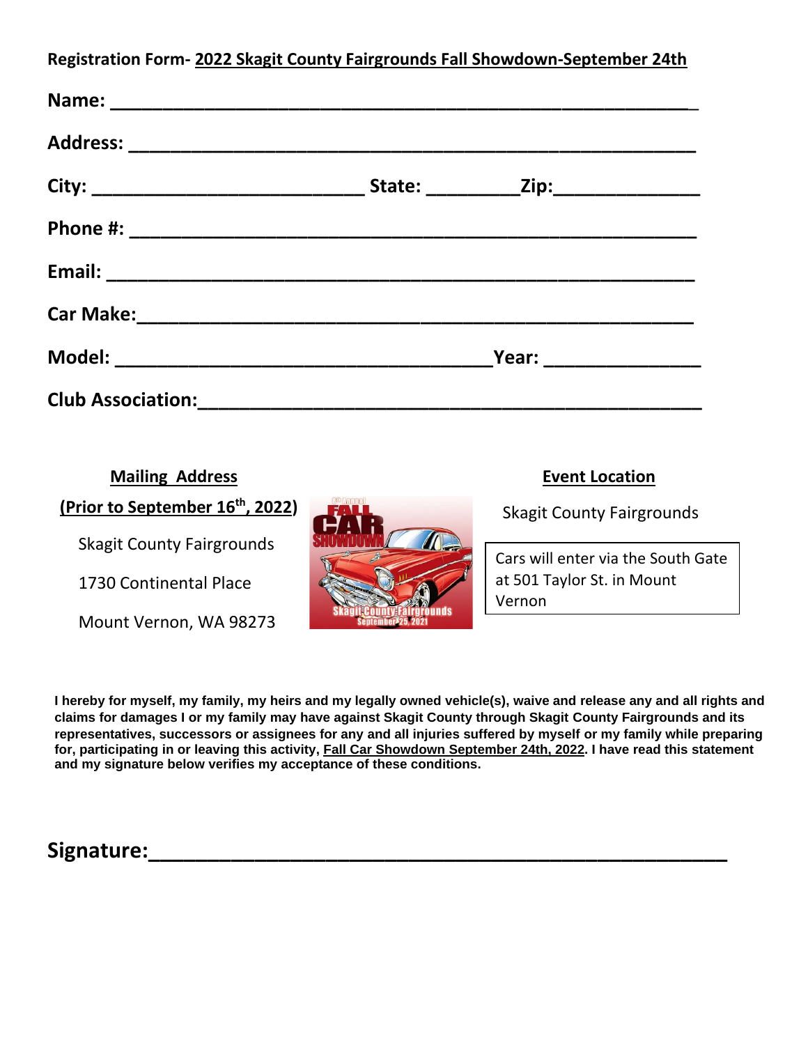**Registration Form- 2022 Skagit County Fairgrounds Fall Showdown-September 24th**

**Name:** ________________________________________________________

**Address:** ______________________________________________________

**City:** ___________________________ **State:** _________**Zip:**_______________

**Phone #:** ______________________________________________________

**Email:** ________________________________________________________

**Car Make:**_____________________________________________________

**Model:** ______________________________________**Year:** _______________

**Club Association:**________________________________________________

**Mailing Address**

**(Prior to September 16th, 2022)**

Skagit County Fairgrounds

1730 Continental Place

Mount Vernon, WA 98273

**Event Location**

Skagit County Fairgrounds

Cars will enter via the South Gate at 501 Taylor St. in Mount Vernon

**I hereby for myself, my family, my heirs and my legally owned vehicle(s), waive and release any and all rights and claims for damages I or my family may have against Skagit County through Skagit County Fairgrounds and its representatives, successors or assignees for any and all injuries suffered by myself or my family while preparing for, participating in or leaving this activity, Fall Car Showdown September 24th, 2022. I have read this statement and my signature below verifies my acceptance of these conditions.**

**Signature:**_____________________________________________________